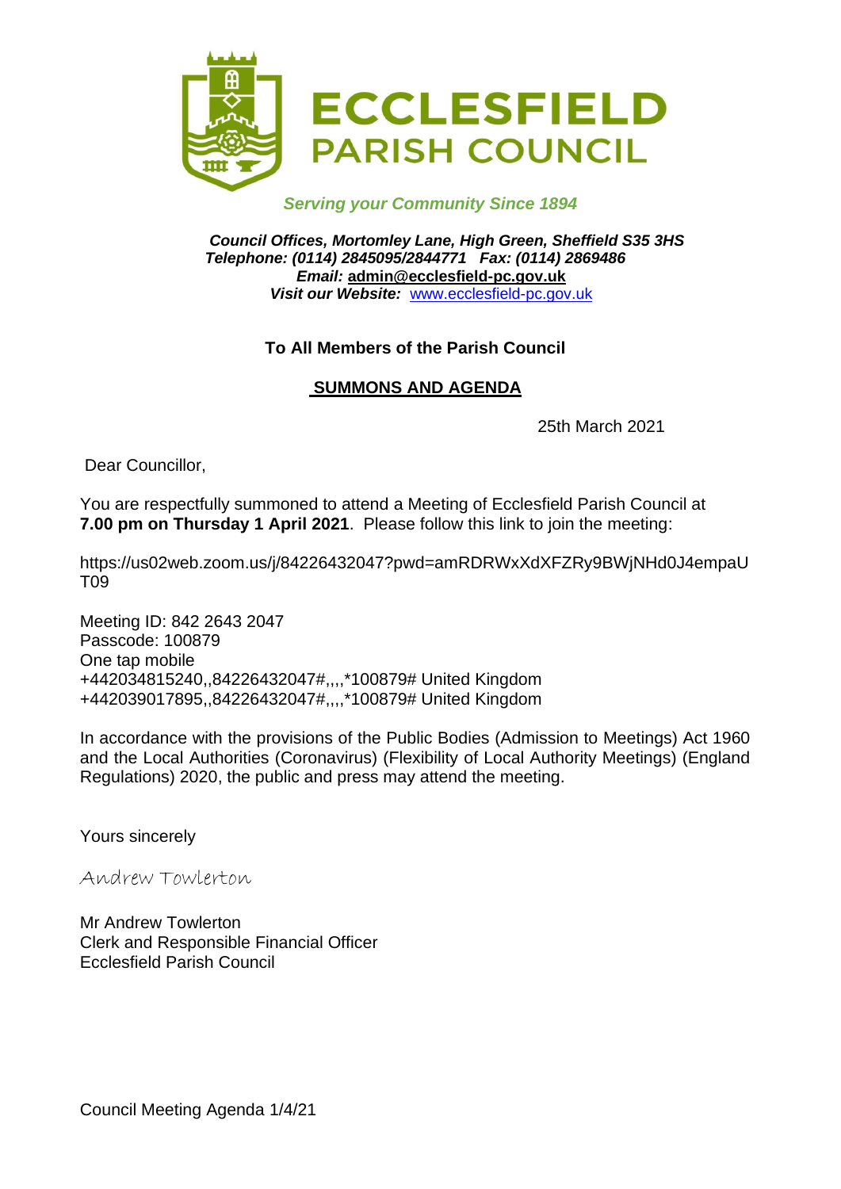# ECCLESFIELD PARISH COUNCIL

*Serving your Community Since 1894*

***Council Offices, Mortomley Lane, High Green, Sheffield S35 3HS***
***Telephone: (0114) 2845095/2844771 Fax: (0114) 2869486***
***Email:* admin@ecclesfield-pc.gov.uk**
***Visit our Website:*** www.ecclesfield-pc.gov.uk

**To All Members of the Parish Council**

**SUMMONS AND AGENDA**

25th March 2021

Dear Councillor,

You are respectfully summoned to attend a Meeting of Ecclesfield Parish Council at **7.00 pm on Thursday 1 April 2021**. Please follow this link to join the meeting:

https://us02web.zoom.us/j/84226432047?pwd=amRDRWxXdXFZRy9BWjNHd0J4empaUT09

Meeting ID: 842 2643 2047
Passcode: 100879
One tap mobile
+442034815240,,84226432047#,,,,*100879# United Kingdom
+442039017895,,84226432047#,,,,*100879# United Kingdom

In accordance with the provisions of the Public Bodies (Admission to Meetings) Act 1960 and the Local Authorities (Coronavirus) (Flexibility of Local Authority Meetings) (England Regulations) 2020, the public and press may attend the meeting.

Yours sincerely

Andrew Towlerton

Mr Andrew Towlerton
Clerk and Responsible Financial Officer
Ecclesfield Parish Council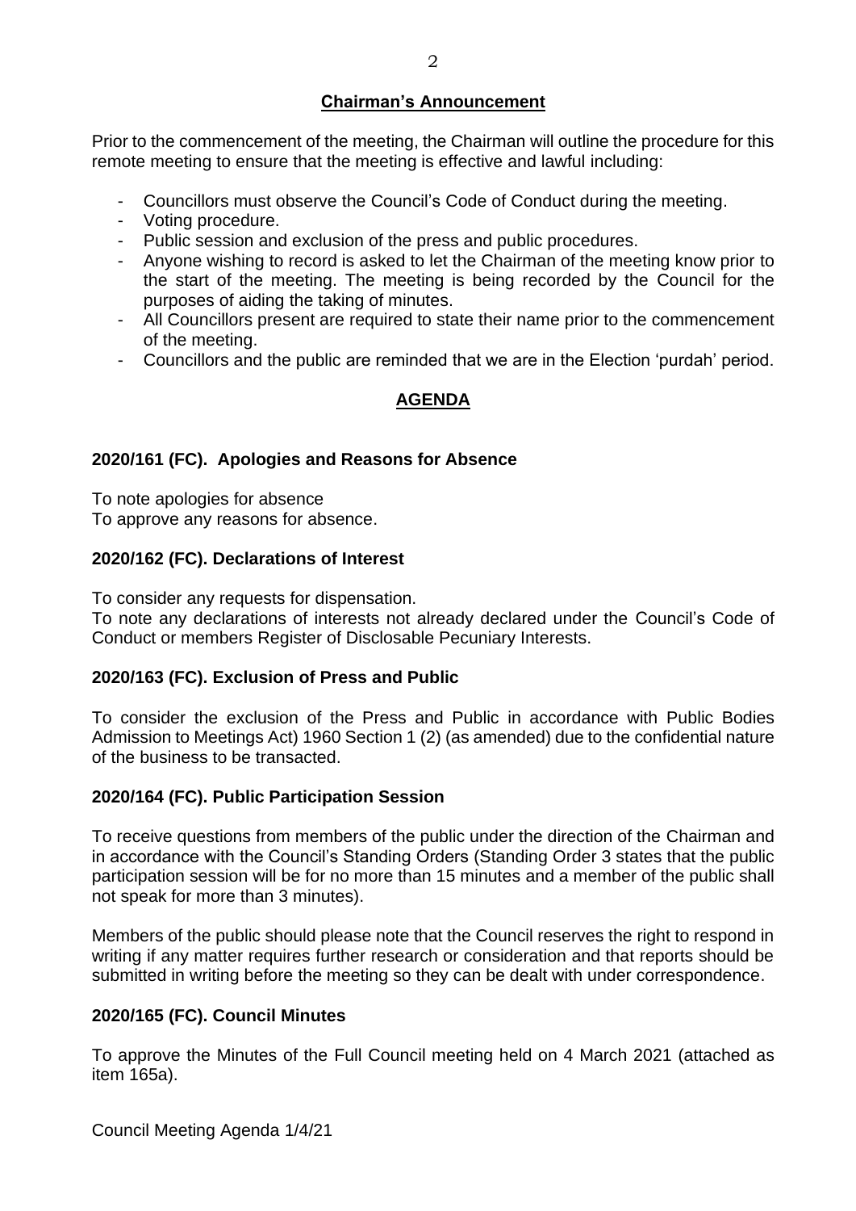## Chairman's Announcement

Prior to the commencement of the meeting, the Chairman will outline the procedure for this remote meeting to ensure that the meeting is effective and lawful including:

- Councillors must observe the Council's Code of Conduct during the meeting.
- Voting procedure.
- Public session and exclusion of the press and public procedures.
- Anyone wishing to record is asked to let the Chairman of the meeting know prior to the start of the meeting. The meeting is being recorded by the Council for the purposes of aiding the taking of minutes.
- All Councillors present are required to state their name prior to the commencement of the meeting.
- Councillors and the public are reminded that we are in the Election 'purdah' period.

## AGENDA

### 2020/161 (FC). Apologies and Reasons for Absence

To note apologies for absence
To approve any reasons for absence.

### 2020/162 (FC). Declarations of Interest

To consider any requests for dispensation.
To note any declarations of interests not already declared under the Council's Code of Conduct or members Register of Disclosable Pecuniary Interests.

### 2020/163 (FC). Exclusion of Press and Public

To consider the exclusion of the Press and Public in accordance with Public Bodies Admission to Meetings Act) 1960 Section 1 (2) (as amended) due to the confidential nature of the business to be transacted.

### 2020/164 (FC). Public Participation Session

To receive questions from members of the public under the direction of the Chairman and in accordance with the Council's Standing Orders (Standing Order 3 states that the public participation session will be for no more than 15 minutes and a member of the public shall not speak for more than 3 minutes).

Members of the public should please note that the Council reserves the right to respond in writing if any matter requires further research or consideration and that reports should be submitted in writing before the meeting so they can be dealt with under correspondence.

### 2020/165 (FC). Council Minutes

To approve the Minutes of the Full Council meeting held on 4 March 2021 (attached as item 165a).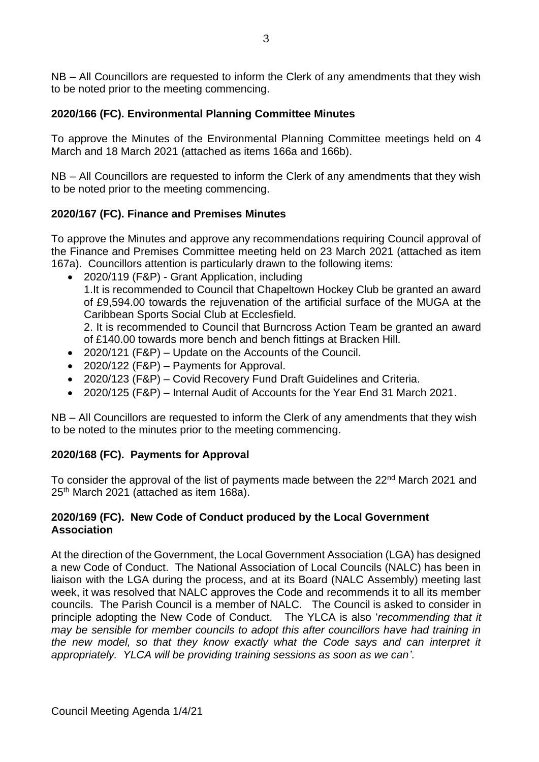NB – All Councillors are requested to inform the Clerk of any amendments that they wish to be noted prior to the meeting commencing.

**2020/166 (FC). Environmental Planning Committee Minutes**

To approve the Minutes of the Environmental Planning Committee meetings held on 4 March and 18 March 2021 (attached as items 166a and 166b).

NB – All Councillors are requested to inform the Clerk of any amendments that they wish to be noted prior to the meeting commencing.

**2020/167 (FC). Finance and Premises Minutes**

To approve the Minutes and approve any recommendations requiring Council approval of the Finance and Premises Committee meeting held on 23 March 2021 (attached as item 167a). Councillors attention is particularly drawn to the following items:

- 2020/119 (F&P) - Grant Application, including
  1.It is recommended to Council that Chapeltown Hockey Club be granted an award of £9,594.00 towards the rejuvenation of the artificial surface of the MUGA at the Caribbean Sports Social Club at Ecclesfield.
  2. It is recommended to Council that Burncross Action Team be granted an award of £140.00 towards more bench and bench fittings at Bracken Hill.
- 2020/121 (F&P) – Update on the Accounts of the Council.
- 2020/122 (F&P) – Payments for Approval.
- 2020/123 (F&P) – Covid Recovery Fund Draft Guidelines and Criteria.
- 2020/125 (F&P) – Internal Audit of Accounts for the Year End 31 March 2021.

NB – All Councillors are requested to inform the Clerk of any amendments that they wish to be noted to the minutes prior to the meeting commencing.

**2020/168 (FC). Payments for Approval**

To consider the approval of the list of payments made between the 22nd March 2021 and 25th March 2021 (attached as item 168a).

**2020/169 (FC). New Code of Conduct produced by the Local Government Association**

At the direction of the Government, the Local Government Association (LGA) has designed a new Code of Conduct. The National Association of Local Councils (NALC) has been in liaison with the LGA during the process, and at its Board (NALC Assembly) meeting last week, it was resolved that NALC approves the Code and recommends it to all its member councils. The Parish Council is a member of NALC. The Council is asked to consider in principle adopting the New Code of Conduct. The YLCA is also '*recommending that it may be sensible for member councils to adopt this after councillors have had training in the new model, so that they know exactly what the Code says and can interpret it appropriately. YLCA will be providing training sessions as soon as we can'*.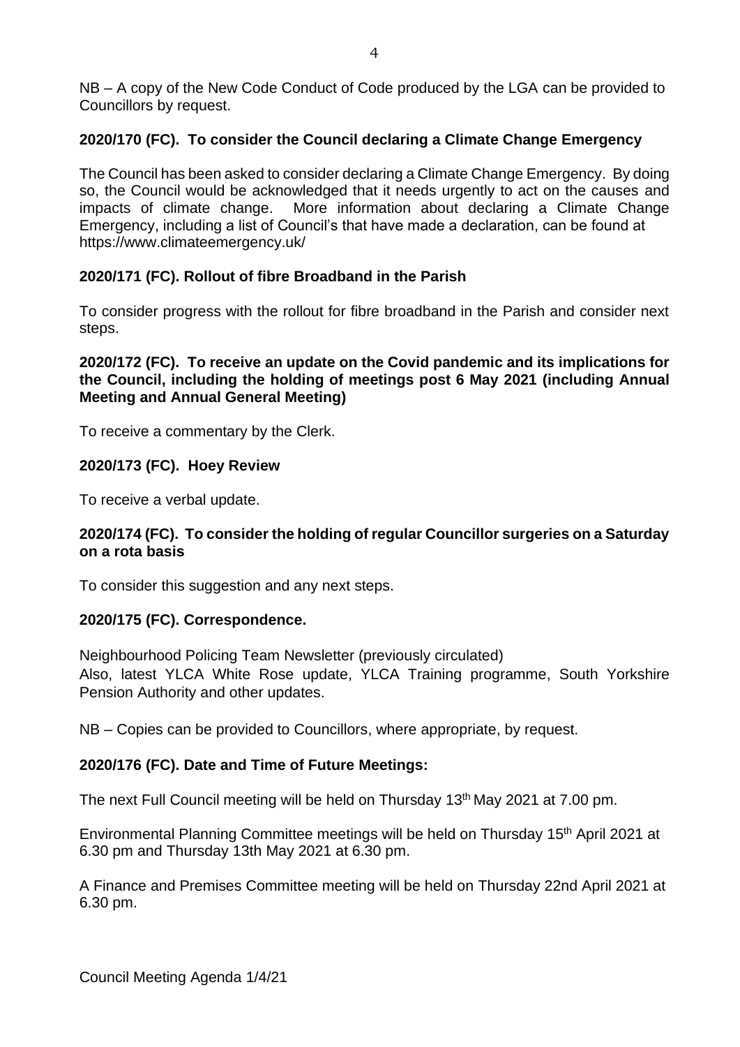NB – A copy of the New Code Conduct of Code produced by the LGA can be provided to Councillors by request.

### 2020/170 (FC). To consider the Council declaring a Climate Change Emergency

The Council has been asked to consider declaring a Climate Change Emergency. By doing so, the Council would be acknowledged that it needs urgently to act on the causes and impacts of climate change. More information about declaring a Climate Change Emergency, including a list of Council's that have made a declaration, can be found at https://www.climateemergency.uk/

### 2020/171 (FC). Rollout of fibre Broadband in the Parish

To consider progress with the rollout for fibre broadband in the Parish and consider next steps.

### 2020/172 (FC). To receive an update on the Covid pandemic and its implications for the Council, including the holding of meetings post 6 May 2021 (including Annual Meeting and Annual General Meeting)

To receive a commentary by the Clerk.

### 2020/173 (FC). Hoey Review

To receive a verbal update.

### 2020/174 (FC). To consider the holding of regular Councillor surgeries on a Saturday on a rota basis

To consider this suggestion and any next steps.

### 2020/175 (FC). Correspondence.

Neighbourhood Policing Team Newsletter (previously circulated)
Also, latest YLCA White Rose update, YLCA Training programme, South Yorkshire Pension Authority and other updates.

NB – Copies can be provided to Councillors, where appropriate, by request.

### 2020/176 (FC). Date and Time of Future Meetings:

The next Full Council meeting will be held on Thursday 13th May 2021 at 7.00 pm.

Environmental Planning Committee meetings will be held on Thursday 15th April 2021 at 6.30 pm and Thursday 13th May 2021 at 6.30 pm.

A Finance and Premises Committee meeting will be held on Thursday 22nd April 2021 at 6.30 pm.